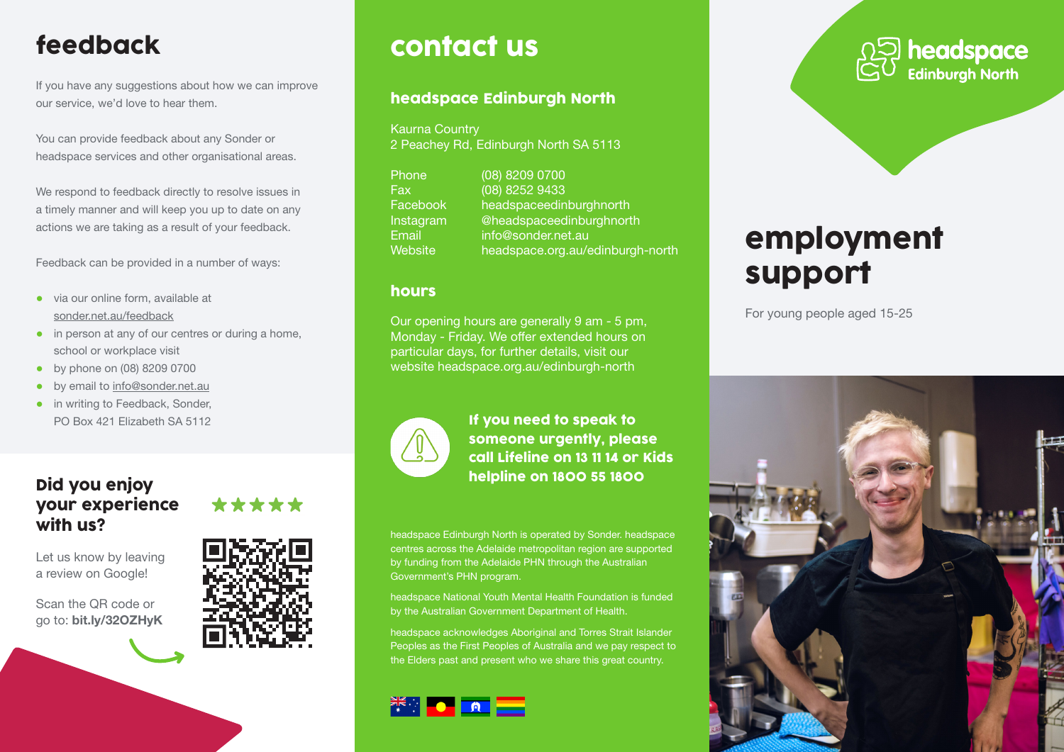# feedback

If you have any suggestions about how we can improve our service, we'd love to hear them.

You can provide feedback about any Sonder or headspace services and other organisational areas.

We respond to feedback directly to resolve issues in a timely manner and will keep you up to date on any actions we are taking as a result of your feedback.

Feedback can be provided in a number of ways:

- via our online form, available at sonder.net.au/feedback
- in person at any of our centres or during a home, school or workplace visit
- by phone on (08) 8209 0700
- by email to info@sonder.net.au
- in writing to Feedback, Sonder, PO Box 421 Elizabeth SA 5112

## Did you enjoy your experience with us?

★★★★★

Let us know by leaving a review on Google!

Scan the QR code or go to: **bit.ly/32OZHyK**

# contact us

## headspace Edinburgh North

Kaurna Country
2 Peachey Rd, Edinburgh North SA 5113

| | |
|---|---|
| Phone | (08) 8209 0700 |
| Fax | (08) 8252 9433 |
| Facebook | headspaceedinburghnorth |
| Instagram | @headspaceedinburghnorth |
| Email | info@sonder.net.au |
| Website | headspace.org.au/edinburgh-north |

## hours

Our opening hours are generally 9 am - 5 pm, Monday - Friday. We offer extended hours on particular days, for further details, visit our website headspace.org.au/edinburgh-north

**If you need to speak to someone urgently, please call Lifeline on 13 11 14 or Kids helpline on 1800 55 1800**

headspace Edinburgh North is operated by Sonder. headspace centres across the Adelaide metropolitan region are supported by funding from the Adelaide PHN through the Australian Government's PHN program.

headspace National Youth Mental Health Foundation is funded by the Australian Government Department of Health.

headspace acknowledges Aboriginal and Torres Strait Islander Peoples as the First Peoples of Australia and we pay respect to the Elders past and present who we share this great country.

headspace
Edinburgh North

# employment support

For young people aged 15-25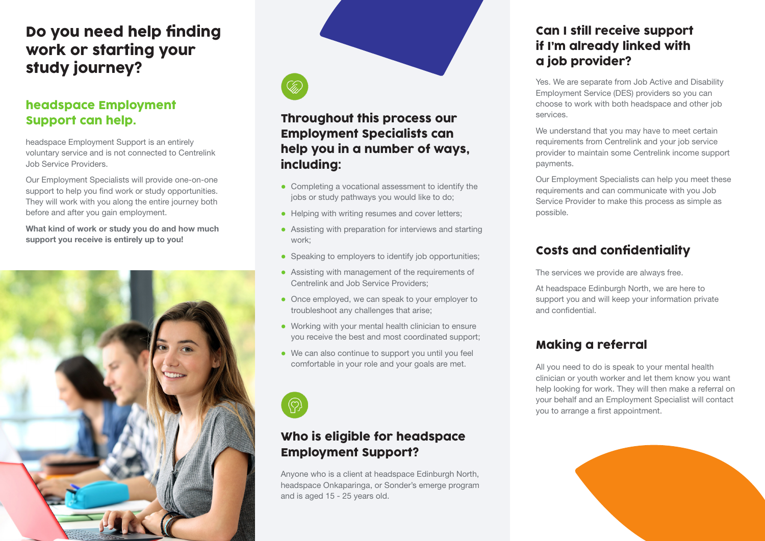# Do you need help finding work or starting your study journey?

## headspace Employment Support can help.

headspace Employment Support is an entirely voluntary service and is not connected to Centrelink Job Service Providers.

Our Employment Specialists will provide one-on-one support to help you find work or study opportunities. They will work with you along the entire journey both before and after you gain employment.

**What kind of work or study you do and how much support you receive is entirely up to you!**

## Throughout this process our Employment Specialists can help you in a number of ways, including:

- Completing a vocational assessment to identify the jobs or study pathways you would like to do;
- Helping with writing resumes and cover letters;
- Assisting with preparation for interviews and starting work;
- Speaking to employers to identify job opportunities;
- Assisting with management of the requirements of Centrelink and Job Service Providers;
- Once employed, we can speak to your employer to troubleshoot any challenges that arise;
- Working with your mental health clinician to ensure you receive the best and most coordinated support;
- We can also continue to support you until you feel comfortable in your role and your goals are met.

## Who is eligible for headspace Employment Support?

Anyone who is a client at headspace Edinburgh North, headspace Onkaparinga, or Sonder's emerge program and is aged 15 - 25 years old.

## Can I still receive support if I'm already linked with a job provider?

Yes. We are separate from Job Active and Disability Employment Service (DES) providers so you can choose to work with both headspace and other job services.

We understand that you may have to meet certain requirements from Centrelink and your job service provider to maintain some Centrelink income support payments.

Our Employment Specialists can help you meet these requirements and can communicate with you Job Service Provider to make this process as simple as possible.

## Costs and confidentiality

The services we provide are always free.

At headspace Edinburgh North, we are here to support you and will keep your information private and confidential.

## Making a referral

All you need to do is speak to your mental health clinician or youth worker and let them know you want help looking for work. They will then make a referral on your behalf and an Employment Specialist will contact you to arrange a first appointment.